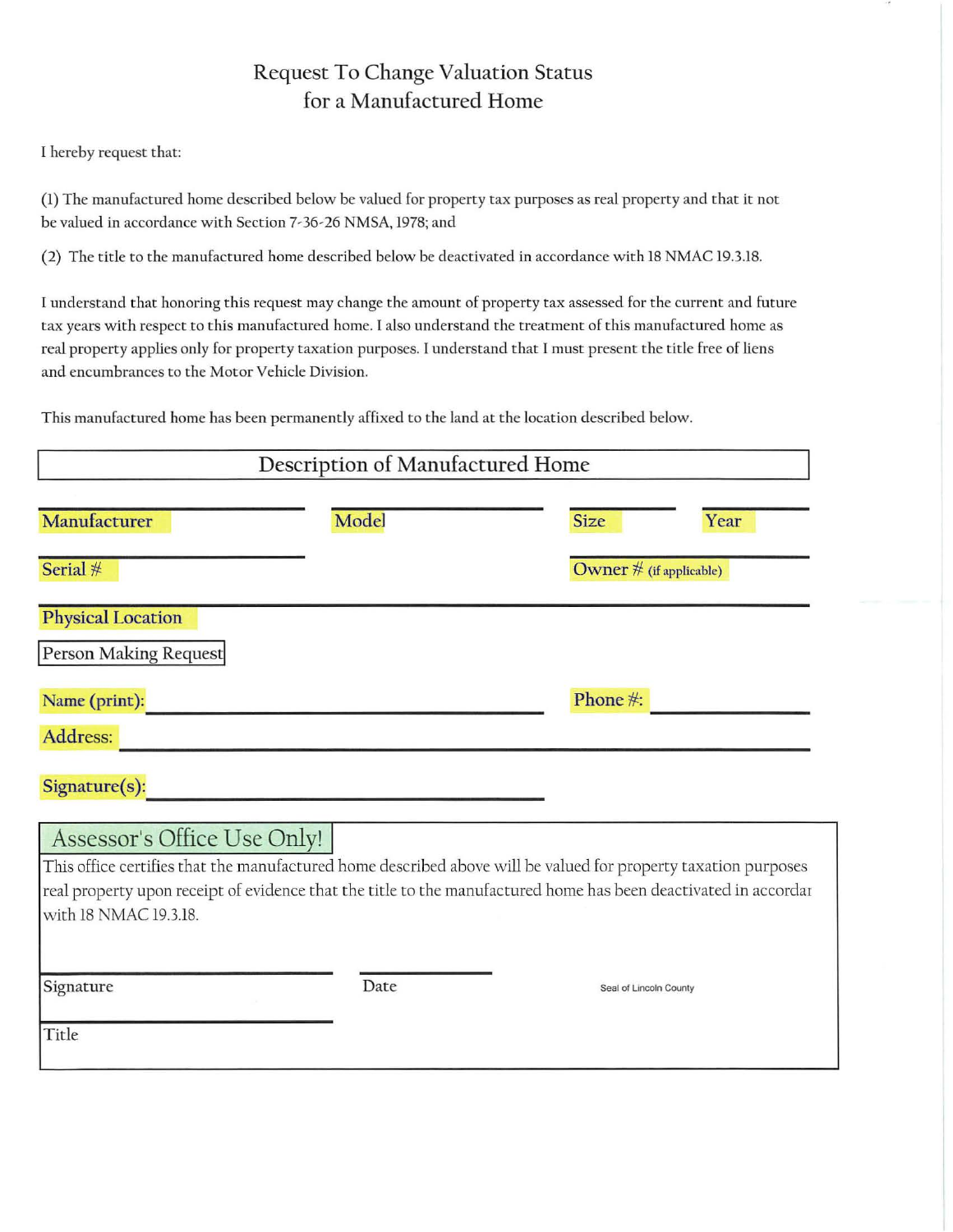# Request To Change Valuation Status for a Manufactured Home

I hereby request that:

(1) The manufactured home described below be valued for property tax purposes as real property and that it not be valued in accordance with Section 7-36-26 NMSA, 1978; and

(2) The title to the manufactured home described below be deactivated in accordance with 18 NMAC 19.3.18.

I understand that honoring this request may change the amount of property tax assessed for the current and future tax years with respect to this manufactured home. I also understand the treatment of this manufactured home as real property applies only for property taxation purposes. I understand that I must present the title free of liens and encumbrances to the Motor Vehicle Division.

This manufactured home has been permanently affixed to the land at the location described below.

## Description of Manufactured Home

Manufacturer ______________ Model ______________ Size ______ Year ______

Serial # ______________ Owner # (if applicable) ______________

Physical Location ______________________________

### Person Making Request

Name (print): ______________________________ Phone #: ______________

Address: ______________________________

Signature(s): ______________________________

### Assessor's Office Use Only!

This office certifies that the manufactured home described above will be valued for property taxation purposes real property upon receipt of evidence that the title to the manufactured home has been deactivated in accordar with 18 NMAC 19.3.18.

Signature ______________ Date ______________ Seal of Lincoln County

Title ______________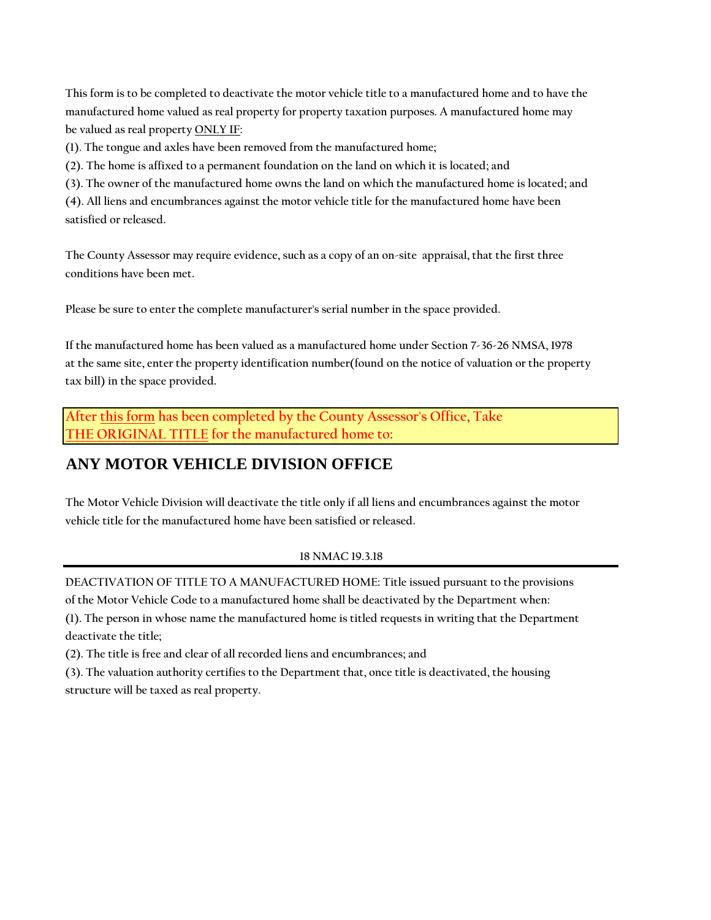This form is to be completed to deactivate the motor vehicle title to a manufactured home and to have the manufactured home valued as real property for property taxation purposes. A manufactured home may be valued as real property <u>ONLY IF</u>:

(1). The tongue and axles have been removed from the manufactured home;

(2). The home is affixed to a permanent foundation on the land on which it is located; and

(3). The owner of the manufactured home owns the land on which the manufactured home is located; and

(4). All liens and encumbrances against the motor vehicle title for the manufactured home have been satisfied or released.

The County Assessor may require evidence, such as a copy of an on-site appraisal, that the first three conditions have been met.

Please be sure to enter the complete manufacturer's serial number in the space provided.

If the manufactured home has been valued as a manufactured home under Section 7-36-26 NMSA, 1978 at the same site, enter the property identification number(found on the notice of valuation or the property tax bill) in the space provided.

**After <u>this form</u> has been completed by the County Assessor's Office, Take <u>THE ORIGINAL TITLE</u> for the manufactured home to:**

## ANY MOTOR VEHICLE DIVISION OFFICE

The Motor Vehicle Division will deactivate the title only if all liens and encumbrances against the motor vehicle title for the manufactured home have been satisfied or released.

18 NMAC 19.3.18

---

DEACTIVATION OF TITLE TO A MANUFACTURED HOME: Title issued pursuant to the provisions of the Motor Vehicle Code to a manufactured home shall be deactivated by the Department when:

(1). The person in whose name the manufactured home is titled requests in writing that the Department deactivate the title;

(2). The title is free and clear of all recorded liens and encumbrances; and

(3). The valuation authority certifies to the Department that, once title is deactivated, the housing structure will be taxed as real property.